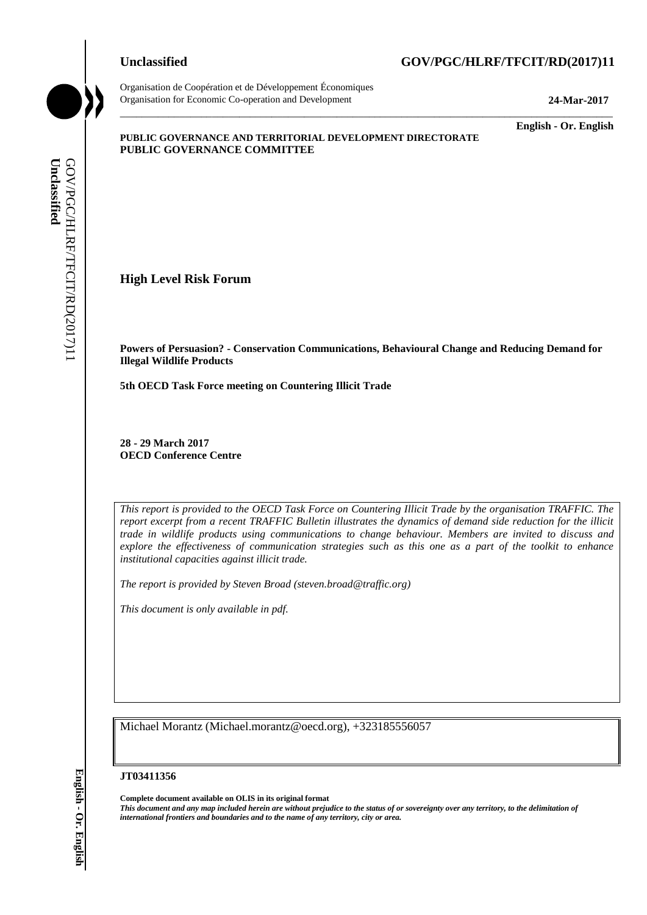**Unclassified** **GOV/PGC/HLRF/TFCIT/RD(2017)11**

Organisation de Coopération et de Développement Économiques
Organisation for Economic Co-operation and Development **24-Mar-2017**

**English - Or. English**

**PUBLIC GOVERNANCE AND TERRITORIAL DEVELOPMENT DIRECTORATE**
**PUBLIC GOVERNANCE COMMITTEE**

## High Level Risk Forum

**Powers of Persuasion? - Conservation Communications, Behavioural Change and Reducing Demand for Illegal Wildlife Products**

**5th OECD Task Force meeting on Countering Illicit Trade**

**28 - 29 March 2017**
**OECD Conference Centre**

*This report is provided to the OECD Task Force on Countering Illicit Trade by the organisation TRAFFIC. The report excerpt from a recent TRAFFIC Bulletin illustrates the dynamics of demand side reduction for the illicit trade in wildlife products using communications to change behaviour. Members are invited to discuss and explore the effectiveness of communication strategies such as this one as a part of the toolkit to enhance institutional capacities against illicit trade.*

*The report is provided by Steven Broad (steven.broad@traffic.org)*

*This document is only available in pdf.*

Michael Morantz (Michael.morantz@oecd.org), +323185556057

**JT03411356**

**Complete document available on OLIS in its original format**
***This document and any map included herein are without prejudice to the status of or sovereignty over any territory, to the delimitation of international frontiers and boundaries and to the name of any territory, city or area.***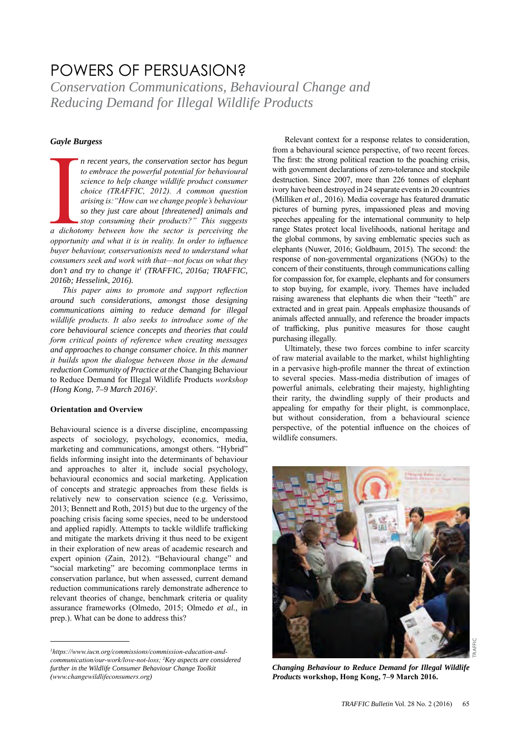# POWERS OF PERSUASION?

## *Conservation Communications, Behavioural Change and Reducing Demand for Illegal Wildlife Products*

***Gayle Burgess***

*In recent years, the conservation sector has begun to embrace the powerful potential for behavioural science to help change wildlife product consumer choice (TRAFFIC, 2012). A common question arising is: "How can we change people's behaviour so they just care about [threatened] animals and stop consuming their products?" This suggests a dichotomy between how the sector is perceiving the opportunity and what it is in reality. In order to influence buyer behaviour, conservationists need to understand what consumers seek and work with that—not focus on what they don't and try to change it*[1] *(TRAFFIC, 2016a; TRAFFIC, 2016b; Hesselink, 2016).*

*This paper aims to promote and support reflection around such considerations, amongst those designing communications aiming to reduce demand for illegal wildlife products. It also seeks to introduce some of the core behavioural science concepts and theories that could form critical points of reference when creating messages and approaches to change consumer choice. In this manner it builds upon the dialogue between those in the demand reduction Community of Practice at the* Changing Behaviour to Reduce Demand for Illegal Wildlife Products *workshop (Hong Kong, 7–9 March 2016)*[2]*.*

**Orientation and Overview**

Behavioural science is a diverse discipline, encompassing aspects of sociology, psychology, economics, media, marketing and communications, amongst others. "Hybrid" fields informing insight into the determinants of behaviour and approaches to alter it, include social psychology, behavioural economics and social marketing. Application of concepts and strategic approaches from these fields is relatively new to conservation science (e.g. Veríssimo, 2013; Bennett and Roth, 2015) but due to the urgency of the poaching crisis facing some species, need to be understood and applied rapidly. Attempts to tackle wildlife trafficking and mitigate the markets driving it thus need to be exigent in their exploration of new areas of academic research and expert opinion (Zain, 2012). "Behavioural change" and "social marketing" are becoming commonplace terms in conservation parlance, but when assessed, current demand reduction communications rarely demonstrate adherence to relevant theories of change, benchmark criteria or quality assurance frameworks (Olmedo, 2015; Olmedo *et al.*, in prep.). What can be done to address this?

Relevant context for a response relates to consideration, from a behavioural science perspective, of two recent forces. The first: the strong political reaction to the poaching crisis, with government declarations of zero-tolerance and stockpile destruction. Since 2007, more than 226 tonnes of elephant ivory have been destroyed in 24 separate events in 20 countries (Milliken *et al.*, 2016). Media coverage has featured dramatic pictures of burning pyres, impassioned pleas and moving speeches appealing for the international community to help range States protect local livelihoods, national heritage and the global commons, by saving emblematic species such as elephants (Nuwer, 2016; Goldbaum, 2015). The second: the response of non-governmental organizations (NGOs) to the concern of their constituents, through communications calling for compassion for, for example, elephants and for consumers to stop buying, for example, ivory. Themes have included raising awareness that elephants die when their "teeth" are extracted and in great pain. Appeals emphasize thousands of animals affected annually, and reference the broader impacts of trafficking, plus punitive measures for those caught purchasing illegally.

Ultimately, these two forces combine to infer scarcity of raw material available to the market, whilst highlighting in a pervasive high-profile manner the threat of extinction to several species. Mass-media distribution of images of powerful animals, celebrating their majesty, highlighting their rarity, the dwindling supply of their products and appealing for empathy for their plight, is commonplace, but without consideration, from a behavioural science perspective, of the potential influence on the choices of wildlife consumers.

TRAFFIC

***Changing Behaviour to Reduce Demand for Illegal Wildlife Products* workshop, Hong Kong, 7–9 March 2016.**

---

[1] *https://www.iucn.org/commissions/commission-education-and-communication/our-work/love-not-loss;* [2] *Key aspects are considered further in the Wildlife Consumer Behaviour Change Toolkit (www.changewildlifeconsumers.org)*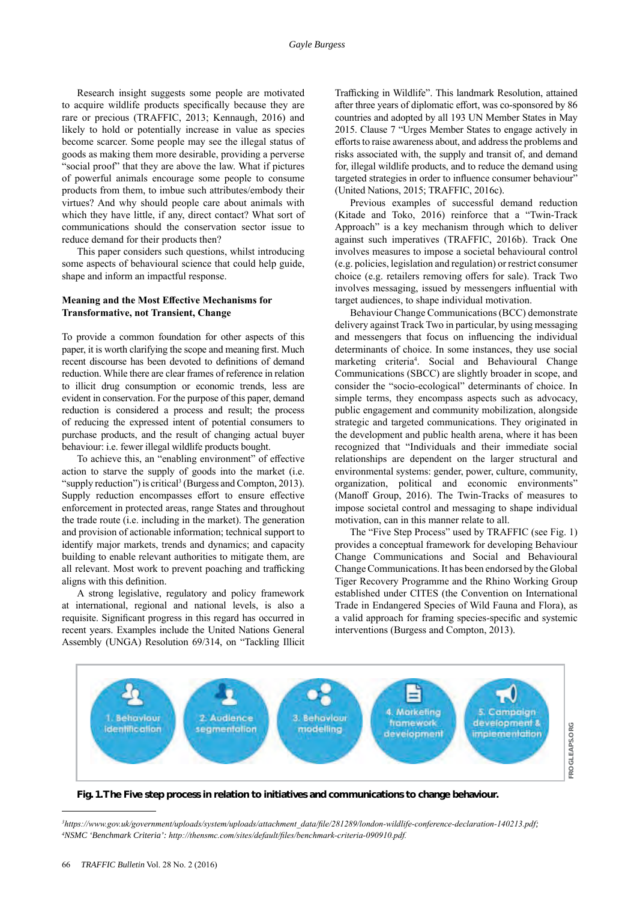Research insight suggests some people are motivated to acquire wildlife products specifically because they are rare or precious (TRAFFIC, 2013; Kennaugh, 2016) and likely to hold or potentially increase in value as species become scarcer. Some people may see the illegal status of goods as making them more desirable, providing a perverse "social proof" that they are above the law. What if pictures of powerful animals encourage some people to consume products from them, to imbue such attributes/embody their virtues? And why should people care about animals with which they have little, if any, direct contact? What sort of communications should the conservation sector issue to reduce demand for their products then?

This paper considers such questions, whilst introducing some aspects of behavioural science that could help guide, shape and inform an impactful response.

### Meaning and the Most Effective Mechanisms for Transformative, not Transient, Change

To provide a common foundation for other aspects of this paper, it is worth clarifying the scope and meaning first. Much recent discourse has been devoted to definitions of demand reduction. While there are clear frames of reference in relation to illicit drug consumption or economic trends, less are evident in conservation. For the purpose of this paper, demand reduction is considered a process and result; the process of reducing the expressed intent of potential consumers to purchase products, and the result of changing actual buyer behaviour: i.e. fewer illegal wildlife products bought.

To achieve this, an "enabling environment" of effective action to starve the supply of goods into the market (i.e. "supply reduction") is critical[3] (Burgess and Compton, 2013). Supply reduction encompasses effort to ensure effective enforcement in protected areas, range States and throughout the trade route (i.e. including in the market). The generation and provision of actionable information; technical support to identify major markets, trends and dynamics; and capacity building to enable relevant authorities to mitigate them, are all relevant. Most work to prevent poaching and trafficking aligns with this definition.

A strong legislative, regulatory and policy framework at international, regional and national levels, is also a requisite. Significant progress in this regard has occurred in recent years. Examples include the United Nations General Assembly (UNGA) Resolution 69/314, on "Tackling Illicit Trafficking in Wildlife". This landmark Resolution, attained after three years of diplomatic effort, was co-sponsored by 86 countries and adopted by all 193 UN Member States in May 2015. Clause 7 "Urges Member States to engage actively in efforts to raise awareness about, and address the problems and risks associated with, the supply and transit of, and demand for, illegal wildlife products, and to reduce the demand using targeted strategies in order to influence consumer behaviour" (United Nations, 2015; TRAFFIC, 2016c).

Previous examples of successful demand reduction (Kitade and Toko, 2016) reinforce that a "Twin-Track Approach" is a key mechanism through which to deliver against such imperatives (TRAFFIC, 2016b). Track One involves measures to impose a societal behavioural control (e.g. policies, legislation and regulation) or restrict consumer choice (e.g. retailers removing offers for sale). Track Two involves messaging, issued by messengers influential with target audiences, to shape individual motivation.

Behaviour Change Communications (BCC) demonstrate delivery against Track Two in particular, by using messaging and messengers that focus on influencing the individual determinants of choice. In some instances, they use social marketing criteria[4]. Social and Behavioural Change Communications (SBCC) are slightly broader in scope, and consider the "socio-ecological" determinants of choice. In simple terms, they encompass aspects such as advocacy, public engagement and community mobilization, alongside strategic and targeted communications. They originated in the development and public health arena, where it has been recognized that "Individuals and their immediate social relationships are dependent on the larger structural and environmental systems: gender, power, culture, community, organization, political and economic environments" (Manoff Group, 2016). The Twin-Tracks of measures to impose societal control and messaging to shape individual motivation, can in this manner relate to all.

The "Five Step Process" used by TRAFFIC (see Fig. 1) provides a conceptual framework for developing Behaviour Change Communications and Social and Behavioural Change Communications. It has been endorsed by the Global Tiger Recovery Programme and the Rhino Working Group established under CITES (the Convention on International Trade in Endangered Species of Wild Fauna and Flora), as a valid approach for framing species-specific and systemic interventions (Burgess and Compton, 2013).

1. Behaviour identification
2. Audience segmentation
3. Behaviour modelling
4. Marketing framework development
5. Campaign development & implementation

FROGLEAPS.ORG

**Fig. 1. The Five step process in relation to initiatives and communications to change behaviour.**

[3] *https://www.gov.uk/government/uploads/system/uploads/attachment_data/file/281289/london-wildlife-conference-declaration-140213.pdf*;
[4] *NSMC 'Benchmark Criteria': http://thensmc.com/sites/default/files/benchmark-criteria-090910.pdf.*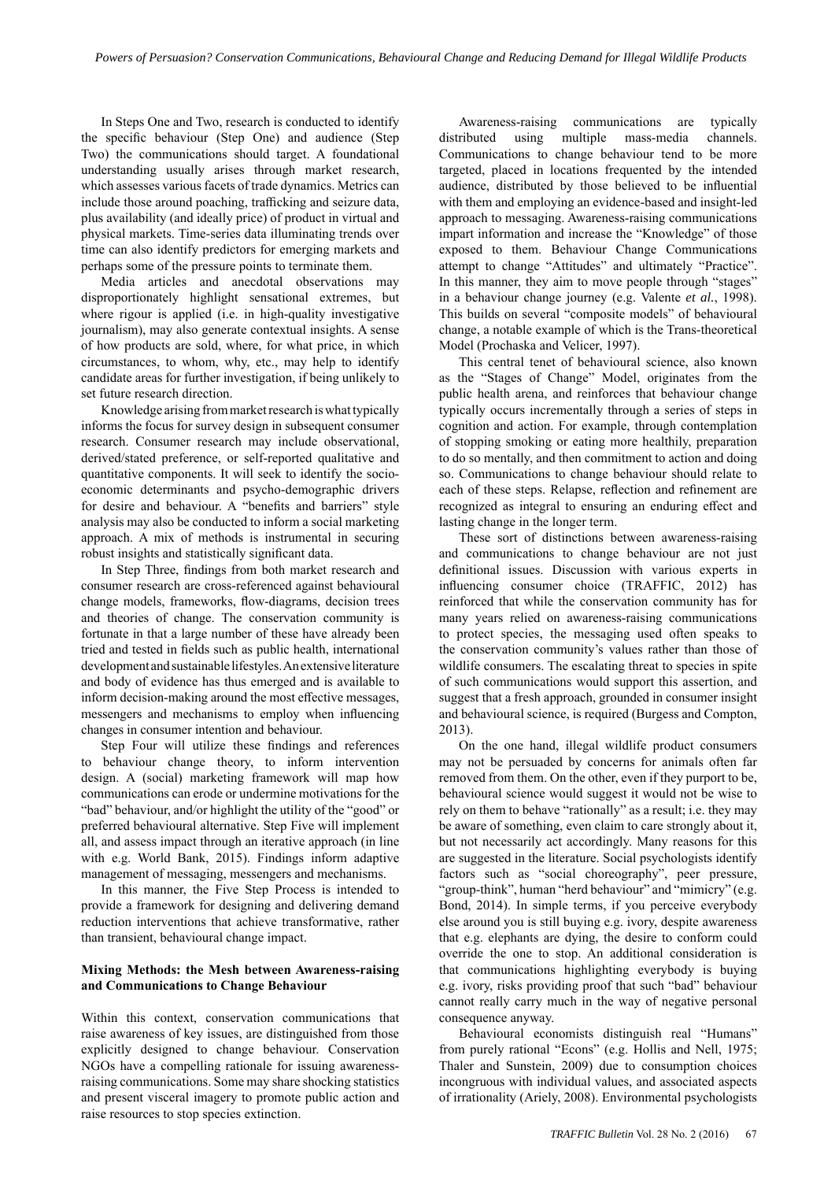In Steps One and Two, research is conducted to identify the specific behaviour (Step One) and audience (Step Two) the communications should target. A foundational understanding usually arises through market research, which assesses various facets of trade dynamics. Metrics can include those around poaching, trafficking and seizure data, plus availability (and ideally price) of product in virtual and physical markets. Time-series data illuminating trends over time can also identify predictors for emerging markets and perhaps some of the pressure points to terminate them.

Media articles and anecdotal observations may disproportionately highlight sensational extremes, but where rigour is applied (i.e. in high-quality investigative journalism), may also generate contextual insights. A sense of how products are sold, where, for what price, in which circumstances, to whom, why, etc., may help to identify candidate areas for further investigation, if being unlikely to set future research direction.

Knowledge arising from market research is what typically informs the focus for survey design in subsequent consumer research. Consumer research may include observational, derived/stated preference, or self-reported qualitative and quantitative components. It will seek to identify the socio-economic determinants and psycho-demographic drivers for desire and behaviour. A "benefits and barriers" style analysis may also be conducted to inform a social marketing approach. A mix of methods is instrumental in securing robust insights and statistically significant data.

In Step Three, findings from both market research and consumer research are cross-referenced against behavioural change models, frameworks, flow-diagrams, decision trees and theories of change. The conservation community is fortunate in that a large number of these have already been tried and tested in fields such as public health, international development and sustainable lifestyles. An extensive literature and body of evidence has thus emerged and is available to inform decision-making around the most effective messages, messengers and mechanisms to employ when influencing changes in consumer intention and behaviour.

Step Four will utilize these findings and references to behaviour change theory, to inform intervention design. A (social) marketing framework will map how communications can erode or undermine motivations for the "bad" behaviour, and/or highlight the utility of the "good" or preferred behavioural alternative. Step Five will implement all, and assess impact through an iterative approach (in line with e.g. World Bank, 2015). Findings inform adaptive management of messaging, messengers and mechanisms.

In this manner, the Five Step Process is intended to provide a framework for designing and delivering demand reduction interventions that achieve transformative, rather than transient, behavioural change impact.

**Mixing Methods: the Mesh between Awareness-raising and Communications to Change Behaviour**

Within this context, conservation communications that raise awareness of key issues, are distinguished from those explicitly designed to change behaviour. Conservation NGOs have a compelling rationale for issuing awareness-raising communications. Some may share shocking statistics and present visceral imagery to promote public action and raise resources to stop species extinction.

Awareness-raising communications are typically distributed using multiple mass-media channels. Communications to change behaviour tend to be more targeted, placed in locations frequented by the intended audience, distributed by those believed to be influential with them and employing an evidence-based and insight-led approach to messaging. Awareness-raising communications impart information and increase the "Knowledge" of those exposed to them. Behaviour Change Communications attempt to change "Attitudes" and ultimately "Practice". In this manner, they aim to move people through "stages" in a behaviour change journey (e.g. Valente *et al.*, 1998). This builds on several "composite models" of behavioural change, a notable example of which is the Trans-theoretical Model (Prochaska and Velicer, 1997).

This central tenet of behavioural science, also known as the "Stages of Change" Model, originates from the public health arena, and reinforces that behaviour change typically occurs incrementally through a series of steps in cognition and action. For example, through contemplation of stopping smoking or eating more healthily, preparation to do so mentally, and then commitment to action and doing so. Communications to change behaviour should relate to each of these steps. Relapse, reflection and refinement are recognized as integral to ensuring an enduring effect and lasting change in the longer term.

These sort of distinctions between awareness-raising and communications to change behaviour are not just definitional issues. Discussion with various experts in influencing consumer choice (TRAFFIC, 2012) has reinforced that while the conservation community has for many years relied on awareness-raising communications to protect species, the messaging used often speaks to the conservation community's values rather than those of wildlife consumers. The escalating threat to species in spite of such communications would support this assertion, and suggest that a fresh approach, grounded in consumer insight and behavioural science, is required (Burgess and Compton, 2013).

On the one hand, illegal wildlife product consumers may not be persuaded by concerns for animals often far removed from them. On the other, even if they purport to be, behavioural science would suggest it would not be wise to rely on them to behave "rationally" as a result; i.e. they may be aware of something, even claim to care strongly about it, but not necessarily act accordingly. Many reasons for this are suggested in the literature. Social psychologists identify factors such as "social choreography", peer pressure, "group-think", human "herd behaviour" and "mimicry" (e.g. Bond, 2014). In simple terms, if you perceive everybody else around you is still buying e.g. ivory, despite awareness that e.g. elephants are dying, the desire to conform could override the one to stop. An additional consideration is that communications highlighting everybody is buying e.g. ivory, risks providing proof that such "bad" behaviour cannot really carry much in the way of negative personal consequence anyway.

Behavioural economists distinguish real "Humans" from purely rational "Econs" (e.g. Hollis and Nell, 1975; Thaler and Sunstein, 2009) due to consumption choices incongruous with individual values, and associated aspects of irrationality (Ariely, 2008). Environmental psychologists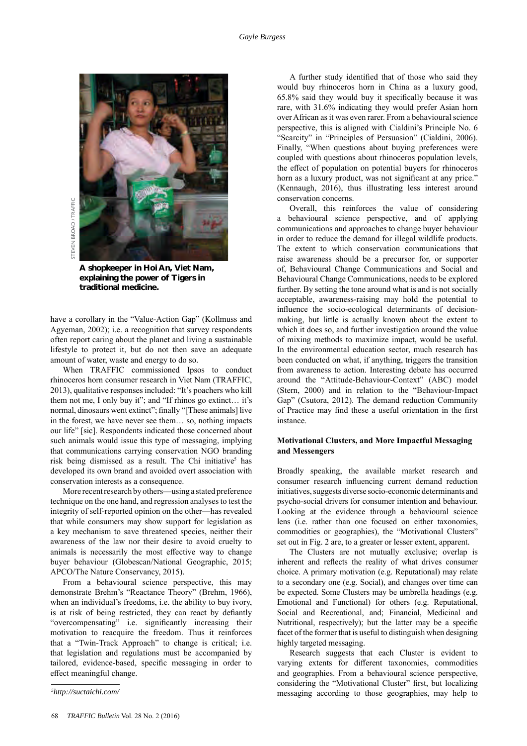STEVEN BROAD / TRAFFIC

**A shopkeeper in Hoi An, Viet Nam, explaining the power of Tigers in traditional medicine.**

have a corollary in the "Value-Action Gap" (Kollmuss and Agyeman, 2002); i.e. a recognition that survey respondents often report caring about the planet and living a sustainable lifestyle to protect it, but do not then save an adequate amount of water, waste and energy to do so.

When TRAFFIC commissioned Ipsos to conduct rhinoceros horn consumer research in Viet Nam (TRAFFIC, 2013), qualitative responses included: "It's poachers who kill them not me, I only buy it"; and "If rhinos go extinct… it's normal, dinosaurs went extinct"; finally "[These animals] live in the forest, we have never see them… so, nothing impacts our life" [sic]. Respondents indicated those concerned about such animals would issue this type of messaging, implying that communications carrying conservation NGO branding risk being dismissed as a result. The Chi initiative[5] has developed its own brand and avoided overt association with conservation interests as a consequence.

More recent research by others—using a stated preference technique on the one hand, and regression analyses to test the integrity of self-reported opinion on the other—has revealed that while consumers may show support for legislation as a key mechanism to save threatened species, neither their awareness of the law nor their desire to avoid cruelty to animals is necessarily the most effective way to change buyer behaviour (Globescan/National Geographic, 2015; APCO/The Nature Conservancy, 2015).

From a behavioural science perspective, this may demonstrate Brehm's "Reactance Theory" (Brehm, 1966), when an individual's freedoms, i.e. the ability to buy ivory, is at risk of being restricted, they can react by defiantly "overcompensating" i.e. significantly increasing their motivation to reacquire the freedom. Thus it reinforces that a "Twin-Track Approach" to change is critical; i.e. that legislation and regulations must be accompanied by tailored, evidence-based, specific messaging in order to effect meaningful change.

A further study identified that of those who said they would buy rhinoceros horn in China as a luxury good, 65.8% said they would buy it specifically because it was rare, with 31.6% indicating they would prefer Asian horn over African as it was even rarer. From a behavioural science perspective, this is aligned with Cialdini's Principle No. 6 "Scarcity" in "Principles of Persuasion" (Cialdini, 2006). Finally, "When questions about buying preferences were coupled with questions about rhinoceros population levels, the effect of population on potential buyers for rhinoceros horn as a luxury product, was not significant at any price." (Kennaugh, 2016), thus illustrating less interest around conservation concerns.

Overall, this reinforces the value of considering a behavioural science perspective, and of applying communications and approaches to change buyer behaviour in order to reduce the demand for illegal wildlife products. The extent to which conservation communications that raise awareness should be a precursor for, or supporter of, Behavioural Change Communications and Social and Behavioural Change Communications, needs to be explored further. By setting the tone around what is and is not socially acceptable, awareness-raising may hold the potential to influence the socio-ecological determinants of decision-making, but little is actually known about the extent to which it does so, and further investigation around the value of mixing methods to maximize impact, would be useful. In the environmental education sector, much research has been conducted on what, if anything, triggers the transition from awareness to action. Interesting debate has occurred around the "Attitude-Behaviour-Context" (ABC) model (Stern, 2000) and in relation to the "Behaviour-Impact Gap" (Csutora, 2012). The demand reduction Community of Practice may find these a useful orientation in the first instance.

**Motivational Clusters, and More Impactful Messaging and Messengers**

Broadly speaking, the available market research and consumer research influencing current demand reduction initiatives, suggests diverse socio-economic determinants and psycho-social drivers for consumer intention and behaviour. Looking at the evidence through a behavioural science lens (i.e. rather than one focused on either taxonomies, commodities or geographies), the "Motivational Clusters" set out in Fig. 2 are, to a greater or lesser extent, apparent.

The Clusters are not mutually exclusive; overlap is inherent and reflects the reality of what drives consumer choice. A primary motivation (e.g. Reputational) may relate to a secondary one (e.g. Social), and changes over time can be expected. Some Clusters may be umbrella headings (e.g. Emotional and Functional) for others (e.g. Reputational, Social and Recreational, and; Financial, Medicinal and Nutritional, respectively); but the latter may be a specific facet of the former that is useful to distinguish when designing highly targeted messaging.

Research suggests that each Cluster is evident to varying extents for different taxonomies, commodities and geographies. From a behavioural science perspective, considering the "Motivational Cluster" first, but localizing messaging according to those geographies, may help to

[5] *http://suctaichi.com/*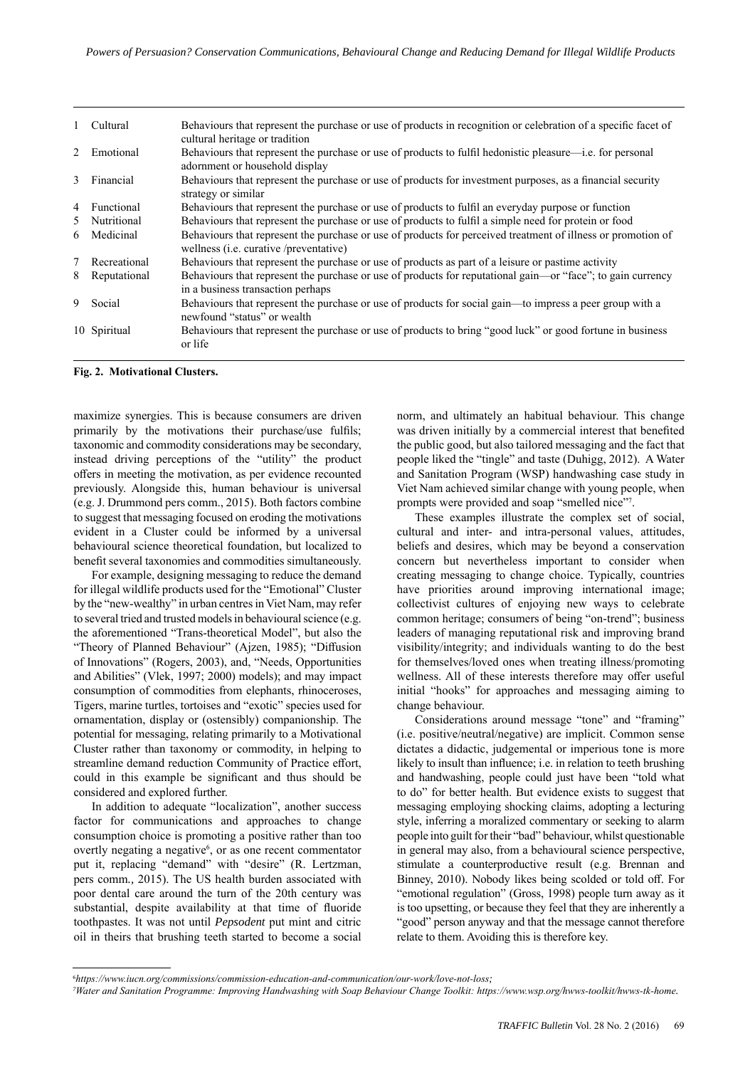| | | |
|---|---|---|
| 1 | Cultural | Behaviours that represent the purchase or use of products in recognition or celebration of a specific facet of cultural heritage or tradition |
| 2 | Emotional | Behaviours that represent the purchase or use of products to fulfil hedonistic pleasure—i.e. for personal adornment or household display |
| 3 | Financial | Behaviours that represent the purchase or use of products for investment purposes, as a financial security strategy or similar |
| 4 | Functional | Behaviours that represent the purchase or use of products to fulfil an everyday purpose or function |
| 5 | Nutritional | Behaviours that represent the purchase or use of products to fulfil a simple need for protein or food |
| 6 | Medicinal | Behaviours that represent the purchase or use of products for perceived treatment of illness or promotion of wellness (i.e. curative /preventative) |
| 7 | Recreational | Behaviours that represent the purchase or use of products as part of a leisure or pastime activity |
| 8 | Reputational | Behaviours that represent the purchase or use of products for reputational gain—or "face"; to gain currency in a business transaction perhaps |
| 9 | Social | Behaviours that represent the purchase or use of products for social gain—to impress a peer group with a newfound "status" or wealth |
| 10 | Spiritual | Behaviours that represent the purchase or use of products to bring "good luck" or good fortune in business or life |

**Fig. 2. Motivational Clusters.**

maximize synergies. This is because consumers are driven primarily by the motivations their purchase/use fulfils; taxonomic and commodity considerations may be secondary, instead driving perceptions of the "utility" the product offers in meeting the motivation, as per evidence recounted previously. Alongside this, human behaviour is universal (e.g. J. Drummond pers comm., 2015). Both factors combine to suggest that messaging focused on eroding the motivations evident in a Cluster could be informed by a universal behavioural science theoretical foundation, but localized to benefit several taxonomies and commodities simultaneously.

For example, designing messaging to reduce the demand for illegal wildlife products used for the "Emotional" Cluster by the "new-wealthy" in urban centres in Viet Nam, may refer to several tried and trusted models in behavioural science (e.g. the aforementioned "Trans-theoretical Model", but also the "Theory of Planned Behaviour" (Ajzen, 1985); "Diffusion of Innovations" (Rogers, 2003), and, "Needs, Opportunities and Abilities" (Vlek, 1997; 2000) models); and may impact consumption of commodities from elephants, rhinoceroses, Tigers, marine turtles, tortoises and "exotic" species used for ornamentation, display or (ostensibly) companionship. The potential for messaging, relating primarily to a Motivational Cluster rather than taxonomy or commodity, in helping to streamline demand reduction Community of Practice effort, could in this example be significant and thus should be considered and explored further.

In addition to adequate "localization", another success factor for communications and approaches to change consumption choice is promoting a positive rather than too overtly negating a negative[6], or as one recent commentator put it, replacing "demand" with "desire" (R. Lertzman, pers comm., 2015). The US health burden associated with poor dental care around the turn of the 20th century was substantial, despite availability at that time of fluoride toothpastes. It was not until *Pepsodent* put mint and citric oil in theirs that brushing teeth started to become a social norm, and ultimately an habitual behaviour. This change was driven initially by a commercial interest that benefited the public good, but also tailored messaging and the fact that people liked the "tingle" and taste (Duhigg, 2012). A Water and Sanitation Program (WSP) handwashing case study in Viet Nam achieved similar change with young people, when prompts were provided and soap "smelled nice"[7].

These examples illustrate the complex set of social, cultural and inter- and intra-personal values, attitudes, beliefs and desires, which may be beyond a conservation concern but nevertheless important to consider when creating messaging to change choice. Typically, countries have priorities around improving international image; collectivist cultures of enjoying new ways to celebrate common heritage; consumers of being "on-trend"; business leaders of managing reputational risk and improving brand visibility/integrity; and individuals wanting to do the best for themselves/loved ones when treating illness/promoting wellness. All of these interests therefore may offer useful initial "hooks" for approaches and messaging aiming to change behaviour.

Considerations around message "tone" and "framing" (i.e. positive/neutral/negative) are implicit. Common sense dictates a didactic, judgemental or imperious tone is more likely to insult than influence; i.e. in relation to teeth brushing and handwashing, people could just have been "told what to do" for better health. But evidence exists to suggest that messaging employing shocking claims, adopting a lecturing style, inferring a moralized commentary or seeking to alarm people into guilt for their "bad" behaviour, whilst questionable in general may also, from a behavioural science perspective, stimulate a counterproductive result (e.g. Brennan and Binney, 2010). Nobody likes being scolded or told off. For "emotional regulation" (Gross, 1998) people turn away as it is too upsetting, or because they feel that they are inherently a "good" person anyway and that the message cannot therefore relate to them. Avoiding this is therefore key.

---

[6] *https://www.iucn.org/commissions/commission-education-and-communication/our-work/love-not-loss;*

[7] *Water and Sanitation Programme: Improving Handwashing with Soap Behaviour Change Toolkit: https://www.wsp.org/hwws-toolkit/hwws-tk-home.*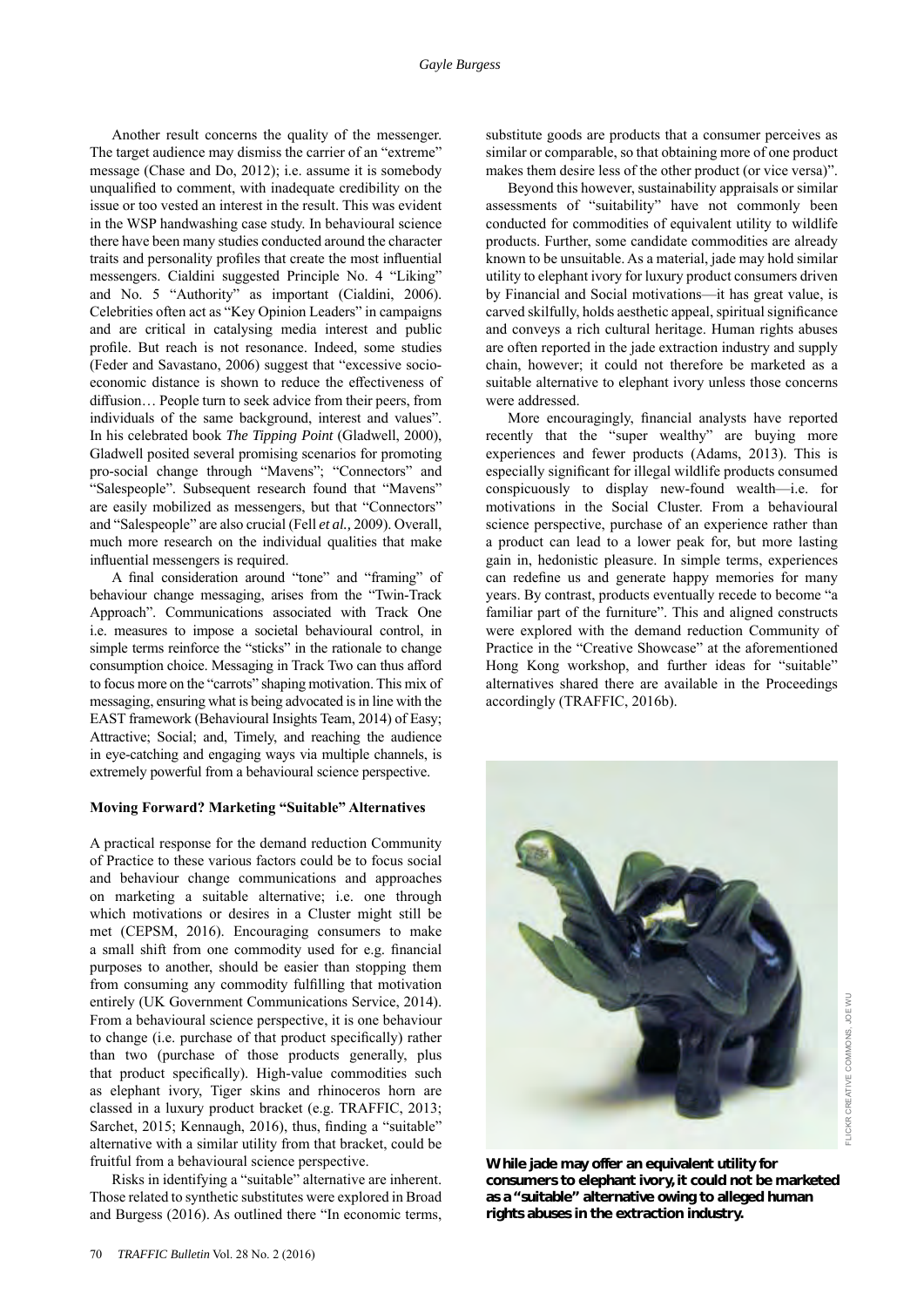Another result concerns the quality of the messenger. The target audience may dismiss the carrier of an "extreme" message (Chase and Do, 2012); i.e. assume it is somebody unqualified to comment, with inadequate credibility on the issue or too vested an interest in the result. This was evident in the WSP handwashing case study. In behavioural science there have been many studies conducted around the character traits and personality profiles that create the most influential messengers. Cialdini suggested Principle No. 4 "Liking" and No. 5 "Authority" as important (Cialdini, 2006). Celebrities often act as "Key Opinion Leaders" in campaigns and are critical in catalysing media interest and public profile. But reach is not resonance. Indeed, some studies (Feder and Savastano, 2006) suggest that "excessive socio-economic distance is shown to reduce the effectiveness of diffusion… People turn to seek advice from their peers, from individuals of the same background, interest and values". In his celebrated book *The Tipping Point* (Gladwell, 2000), Gladwell posited several promising scenarios for promoting pro-social change through "Mavens"; "Connectors" and "Salespeople". Subsequent research found that "Mavens" are easily mobilized as messengers, but that "Connectors" and "Salespeople" are also crucial (Fell *et al.,* 2009). Overall, much more research on the individual qualities that make influential messengers is required.

A final consideration around "tone" and "framing" of behaviour change messaging, arises from the "Twin-Track Approach". Communications associated with Track One i.e. measures to impose a societal behavioural control, in simple terms reinforce the "sticks" in the rationale to change consumption choice. Messaging in Track Two can thus afford to focus more on the "carrots" shaping motivation. This mix of messaging, ensuring what is being advocated is in line with the EAST framework (Behavioural Insights Team, 2014) of Easy; Attractive; Social; and, Timely, and reaching the audience in eye-catching and engaging ways via multiple channels, is extremely powerful from a behavioural science perspective.

**Moving Forward? Marketing "Suitable" Alternatives**

A practical response for the demand reduction Community of Practice to these various factors could be to focus social and behaviour change communications and approaches on marketing a suitable alternative; i.e. one through which motivations or desires in a Cluster might still be met (CEPSM, 2016). Encouraging consumers to make a small shift from one commodity used for e.g. financial purposes to another, should be easier than stopping them from consuming any commodity fulfilling that motivation entirely (UK Government Communications Service, 2014). From a behavioural science perspective, it is one behaviour to change (i.e. purchase of that product specifically) rather than two (purchase of those products generally, plus that product specifically). High-value commodities such as elephant ivory, Tiger skins and rhinoceros horn are classed in a luxury product bracket (e.g. TRAFFIC, 2013; Sarchet, 2015; Kennaugh, 2016), thus, finding a "suitable" alternative with a similar utility from that bracket, could be fruitful from a behavioural science perspective.

Risks in identifying a "suitable" alternative are inherent. Those related to synthetic substitutes were explored in Broad and Burgess (2016). As outlined there "In economic terms, substitute goods are products that a consumer perceives as similar or comparable, so that obtaining more of one product makes them desire less of the other product (or vice versa)".

Beyond this however, sustainability appraisals or similar assessments of "suitability" have not commonly been conducted for commodities of equivalent utility to wildlife products. Further, some candidate commodities are already known to be unsuitable. As a material, jade may hold similar utility to elephant ivory for luxury product consumers driven by Financial and Social motivations—it has great value, is carved skilfully, holds aesthetic appeal, spiritual significance and conveys a rich cultural heritage. Human rights abuses are often reported in the jade extraction industry and supply chain, however; it could not therefore be marketed as a suitable alternative to elephant ivory unless those concerns were addressed.

More encouragingly, financial analysts have reported recently that the "super wealthy" are buying more experiences and fewer products (Adams, 2013). This is especially significant for illegal wildlife products consumed conspicuously to display new-found wealth—i.e. for motivations in the Social Cluster. From a behavioural science perspective, purchase of an experience rather than a product can lead to a lower peak for, but more lasting gain in, hedonistic pleasure. In simple terms, experiences can redefine us and generate happy memories for many years. By contrast, products eventually recede to become "a familiar part of the furniture". This and aligned constructs were explored with the demand reduction Community of Practice in the "Creative Showcase" at the aforementioned Hong Kong workshop, and further ideas for "suitable" alternatives shared there are available in the Proceedings accordingly (TRAFFIC, 2016b).

FLICKR CREATIVE COMMONS, JOE WU

**While jade may offer an equivalent utility for consumers to elephant ivory, it could not be marketed as a "suitable" alternative owing to alleged human rights abuses in the extraction industry.**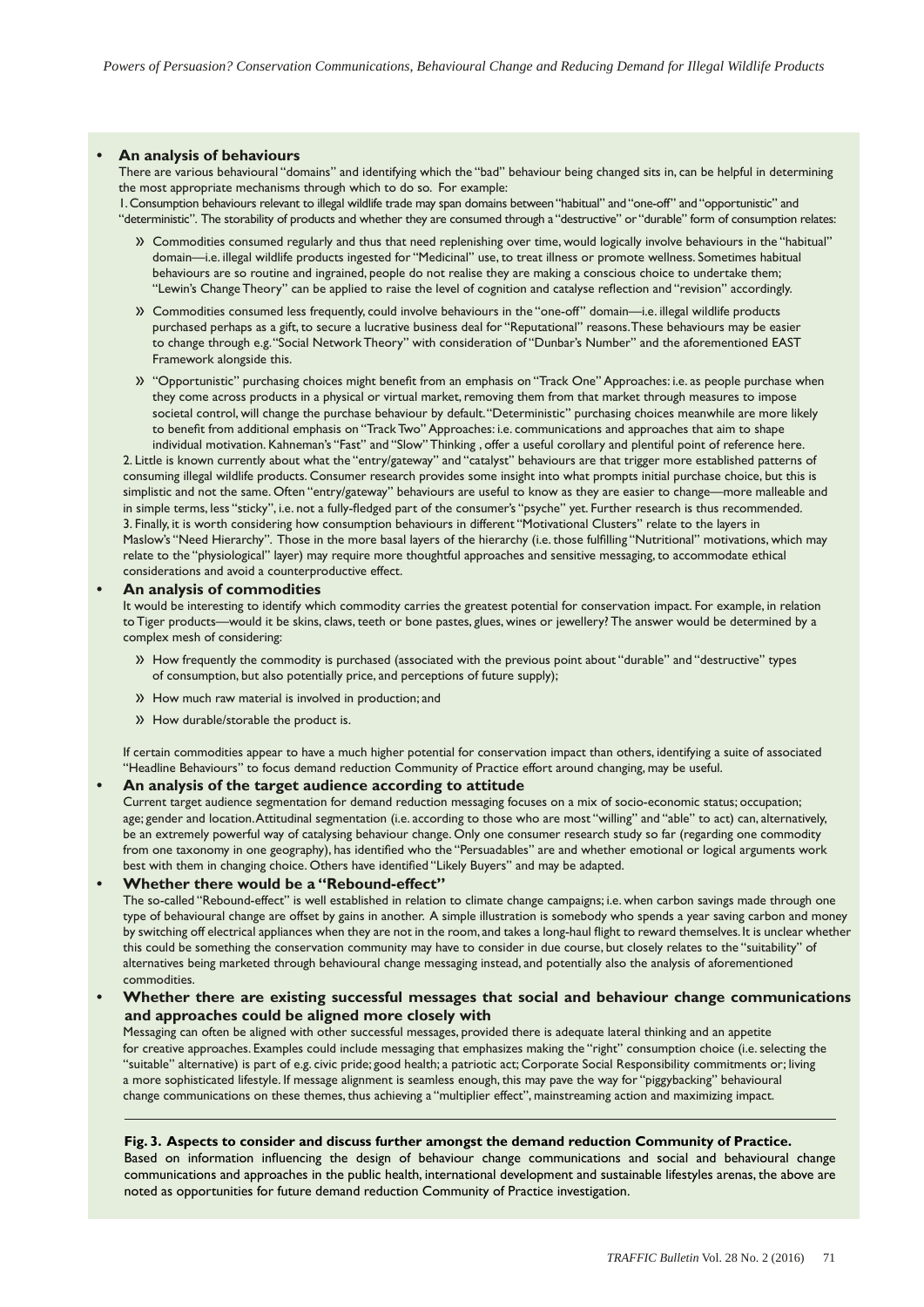- **An analysis of behaviours**

  There are various behavioural "domains" and identifying which the "bad" behaviour being changed sits in, can be helpful in determining the most appropriate mechanisms through which to do so. For example:

  1. Consumption behaviours relevant to illegal wildlife trade may span domains between "habitual" and "one-off" and "opportunistic" and "deterministic". The storability of products and whether they are consumed through a "destructive" or "durable" form of consumption relates:

     » Commodities consumed regularly and thus that need replenishing over time, would logically involve behaviours in the "habitual" domain—i.e. illegal wildlife products ingested for "Medicinal" use, to treat illness or promote wellness. Sometimes habitual behaviours are so routine and ingrained, people do not realise they are making a conscious choice to undertake them; "Lewin's Change Theory" can be applied to raise the level of cognition and catalyse reflection and "revision" accordingly.

     » Commodities consumed less frequently, could involve behaviours in the "one-off" domain—i.e. illegal wildlife products purchased perhaps as a gift, to secure a lucrative business deal for "Reputational" reasons. These behaviours may be easier to change through e.g. "Social Network Theory" with consideration of "Dunbar's Number" and the aforementioned EAST Framework alongside this.

     » "Opportunistic" purchasing choices might benefit from an emphasis on "Track One" Approaches: i.e. as people purchase when they come across products in a physical or virtual market, removing them from that market through measures to impose societal control, will change the purchase behaviour by default. "Deterministic" purchasing choices meanwhile are more likely to benefit from additional emphasis on "Track Two" Approaches: i.e. communications and approaches that aim to shape individual motivation. Kahneman's "Fast" and "Slow" Thinking , offer a useful corollary and plentiful point of reference here.

  2. Little is known currently about what the "entry/gateway" and "catalyst" behaviours are that trigger more established patterns of consuming illegal wildlife products. Consumer research provides some insight into what prompts initial purchase choice, but this is simplistic and not the same. Often "entry/gateway" behaviours are useful to know as they are easier to change—more malleable and in simple terms, less "sticky", i.e. not a fully-fledged part of the consumer's "psyche" yet. Further research is thus recommended.

  3. Finally, it is worth considering how consumption behaviours in different "Motivational Clusters" relate to the layers in Maslow's "Need Hierarchy". Those in the more basal layers of the hierarchy (i.e. those fulfilling "Nutritional" motivations, which may relate to the "physiological" layer) may require more thoughtful approaches and sensitive messaging, to accommodate ethical considerations and avoid a counterproductive effect.

- **An analysis of commodities**

  It would be interesting to identify which commodity carries the greatest potential for conservation impact. For example, in relation to Tiger products—would it be skins, claws, teeth or bone pastes, glues, wines or jewellery? The answer would be determined by a complex mesh of considering:

  » How frequently the commodity is purchased (associated with the previous point about "durable" and "destructive" types of consumption, but also potentially price, and perceptions of future supply);

  » How much raw material is involved in production; and

  » How durable/storable the product is.

  If certain commodities appear to have a much higher potential for conservation impact than others, identifying a suite of associated "Headline Behaviours" to focus demand reduction Community of Practice effort around changing, may be useful.

- **An analysis of the target audience according to attitude**

  Current target audience segmentation for demand reduction messaging focuses on a mix of socio-economic status; occupation; age; gender and location. Attitudinal segmentation (i.e. according to those who are most "willing" and "able" to act) can, alternatively, be an extremely powerful way of catalysing behaviour change. Only one consumer research study so far (regarding one commodity from one taxonomy in one geography), has identified who the "Persuadables" are and whether emotional or logical arguments work best with them in changing choice. Others have identified "Likely Buyers" and may be adapted.

- **Whether there would be a "Rebound-effect"**

  The so-called "Rebound-effect" is well established in relation to climate change campaigns; i.e. when carbon savings made through one type of behavioural change are offset by gains in another. A simple illustration is somebody who spends a year saving carbon and money by switching off electrical appliances when they are not in the room, and takes a long-haul flight to reward themselves. It is unclear whether this could be something the conservation community may have to consider in due course, but closely relates to the "suitability" of alternatives being marketed through behavioural change messaging instead, and potentially also the analysis of aforementioned commodities.

- **Whether there are existing successful messages that social and behaviour change communications and approaches could be aligned more closely with**

  Messaging can often be aligned with other successful messages, provided there is adequate lateral thinking and an appetite for creative approaches. Examples could include messaging that emphasizes making the "right" consumption choice (i.e. selecting the "suitable" alternative) is part of e.g. civic pride; good health; a patriotic act; Corporate Social Responsibility commitments or; living a more sophisticated lifestyle. If message alignment is seamless enough, this may pave the way for "piggybacking" behavioural change communications on these themes, thus achieving a "multiplier effect", mainstreaming action and maximizing impact.

**Fig. 3. Aspects to consider and discuss further amongst the demand reduction Community of Practice.** Based on information influencing the design of behaviour change communications and social and behavioural change communications and approaches in the public health, international development and sustainable lifestyles arenas, the above are noted as opportunities for future demand reduction Community of Practice investigation.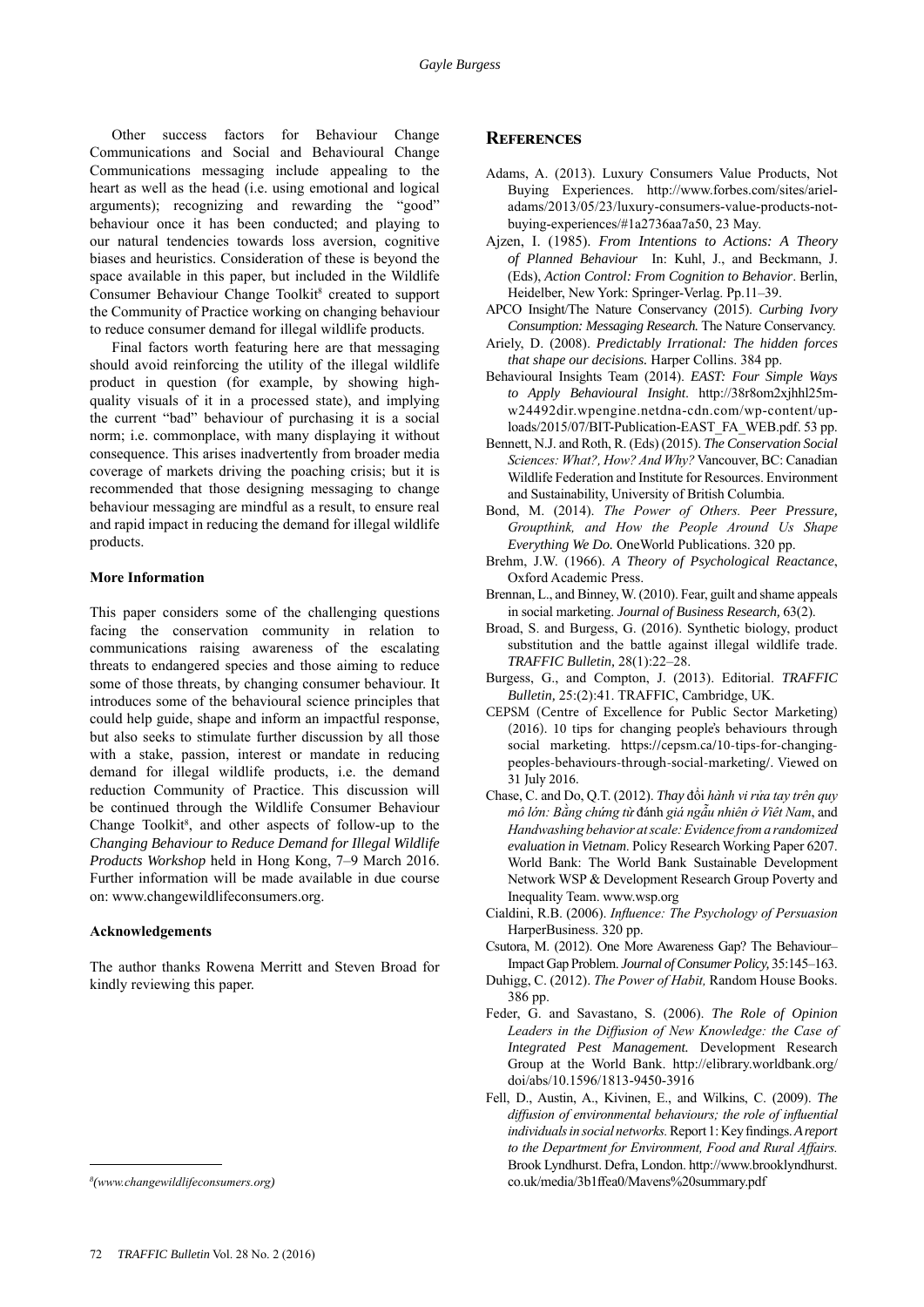Other success factors for Behaviour Change Communications and Social and Behavioural Change Communications messaging include appealing to the heart as well as the head (i.e. using emotional and logical arguments); recognizing and rewarding the "good" behaviour once it has been conducted; and playing to our natural tendencies towards loss aversion, cognitive biases and heuristics. Consideration of these is beyond the space available in this paper, but included in the Wildlife Consumer Behaviour Change Toolkit[8] created to support the Community of Practice working on changing behaviour to reduce consumer demand for illegal wildlife products.

Final factors worth featuring here are that messaging should avoid reinforcing the utility of the illegal wildlife product in question (for example, by showing high-quality visuals of it in a processed state), and implying the current "bad" behaviour of purchasing it is a social norm; i.e. commonplace, with many displaying it without consequence. This arises inadvertently from broader media coverage of markets driving the poaching crisis; but it is recommended that those designing messaging to change behaviour messaging are mindful as a result, to ensure real and rapid impact in reducing the demand for illegal wildlife products.

**More Information**

This paper considers some of the challenging questions facing the conservation community in relation to communications raising awareness of the escalating threats to endangered species and those aiming to reduce some of those threats, by changing consumer behaviour. It introduces some of the behavioural science principles that could help guide, shape and inform an impactful response, but also seeks to stimulate further discussion by all those with a stake, passion, interest or mandate in reducing demand for illegal wildlife products, i.e. the demand reduction Community of Practice. This discussion will be continued through the Wildlife Consumer Behaviour Change Toolkit[8], and other aspects of follow-up to the *Changing Behaviour to Reduce Demand for Illegal Wildlife Products Workshop* held in Hong Kong, 7–9 March 2016. Further information will be made available in due course on: www.changewildlifeconsumers.org.

**Acknowledgements**

The author thanks Rowena Merritt and Steven Broad for kindly reviewing this paper.

[8](www.changewildlifeconsumers.org)

## References

Adams, A. (2013). Luxury Consumers Value Products, Not Buying Experiences. http://www.forbes.com/sites/ariel-adams/2013/05/23/luxury-consumers-value-products-not-buying-experiences/#1a2736aa7a50, 23 May.

Ajzen, I. (1985). *From Intentions to Actions: A Theory of Planned Behaviour* In: Kuhl, J., and Beckmann, J. (Eds), *Action Control: From Cognition to Behavior*. Berlin, Heidelber, New York: Springer-Verlag. Pp.11–39.

APCO Insight/The Nature Conservancy (2015). *Curbing Ivory Consumption: Messaging Research.* The Nature Conservancy.

Ariely, D. (2008). *Predictably Irrational: The hidden forces that shape our decisions.* Harper Collins. 384 pp.

Behavioural Insights Team (2014). *EAST: Four Simple Ways to Apply Behavioural Insight*. http://38r8om2xjhhl25m-w24492dir.wpengine.netdna-cdn.com/wp-content/up-loads/2015/07/BIT-Publication-EAST_FA_WEB.pdf. 53 pp.

Bennett, N.J. and Roth, R. (Eds) (2015). *The Conservation Social Sciences: What?, How? And Why?* Vancouver, BC: Canadian Wildlife Federation and Institute for Resources. Environment and Sustainability, University of British Columbia.

Bond, M. (2014). *The Power of Others. Peer Pressure, Groupthink, and How the People Around Us Shape Everything We Do.* OneWorld Publications. 320 pp.

Brehm, J.W. (1966). *A Theory of Psychological Reactance*, Oxford Academic Press.

Brennan, L., and Binney, W. (2010). Fear, guilt and shame appeals in social marketing. *Journal of Business Research,* 63(2).

Broad, S. and Burgess, G. (2016). Synthetic biology, product substitution and the battle against illegal wildlife trade. *TRAFFIC Bulletin,* 28(1):22–28.

Burgess, G., and Compton, J. (2013). Editorial. *TRAFFIC Bulletin,* 25:(2):41. TRAFFIC, Cambridge, UK.

CEPSM (Centre of Excellence for Public Sector Marketing) (2016). 10 tips for changing people's behaviours through social marketing. https://cepsm.ca/10-tips-for-changing-peoples-behaviours-through-social-marketing/. Viewed on 31 July 2016.

Chase, C. and Do, Q.T. (2012). *Thay* đổi *hành vi rửa tay trên quy mô lớn: Bằng chứng từ* đánh *giá ngẫu nhiên ở Việt Nam*, and *Handwashing behavior at scale: Evidence from a randomized evaluation in Vietnam*. Policy Research Working Paper 6207. World Bank: The World Bank Sustainable Development Network WSP & Development Research Group Poverty and Inequality Team. www.wsp.org

Cialdini, R.B. (2006). *Influence: The Psychology of Persuasion* HarperBusiness. 320 pp.

Csutora, M. (2012). One More Awareness Gap? The Behaviour–Impact Gap Problem. *Journal of Consumer Policy,* 35:145–163.

Duhigg, C. (2012). *The Power of Habit,* Random House Books. 386 pp.

Feder, G. and Savastano, S. (2006). *The Role of Opinion Leaders in the Diffusion of New Knowledge: the Case of Integrated Pest Management.* Development Research Group at the World Bank. http://elibrary.worldbank.org/doi/abs/10.1596/1813-9450-3916

Fell, D., Austin, A., Kivinen, E., and Wilkins, C. (2009). *The diffusion of environmental behaviours; the role of influential individuals in social networks.* Report 1: Key findings. *A report to the Department for Environment, Food and Rural Affairs.* Brook Lyndhurst. Defra, London. http://www.brooklyndhurst.co.uk/media/3b1ffea0/Mavens%20summary.pdf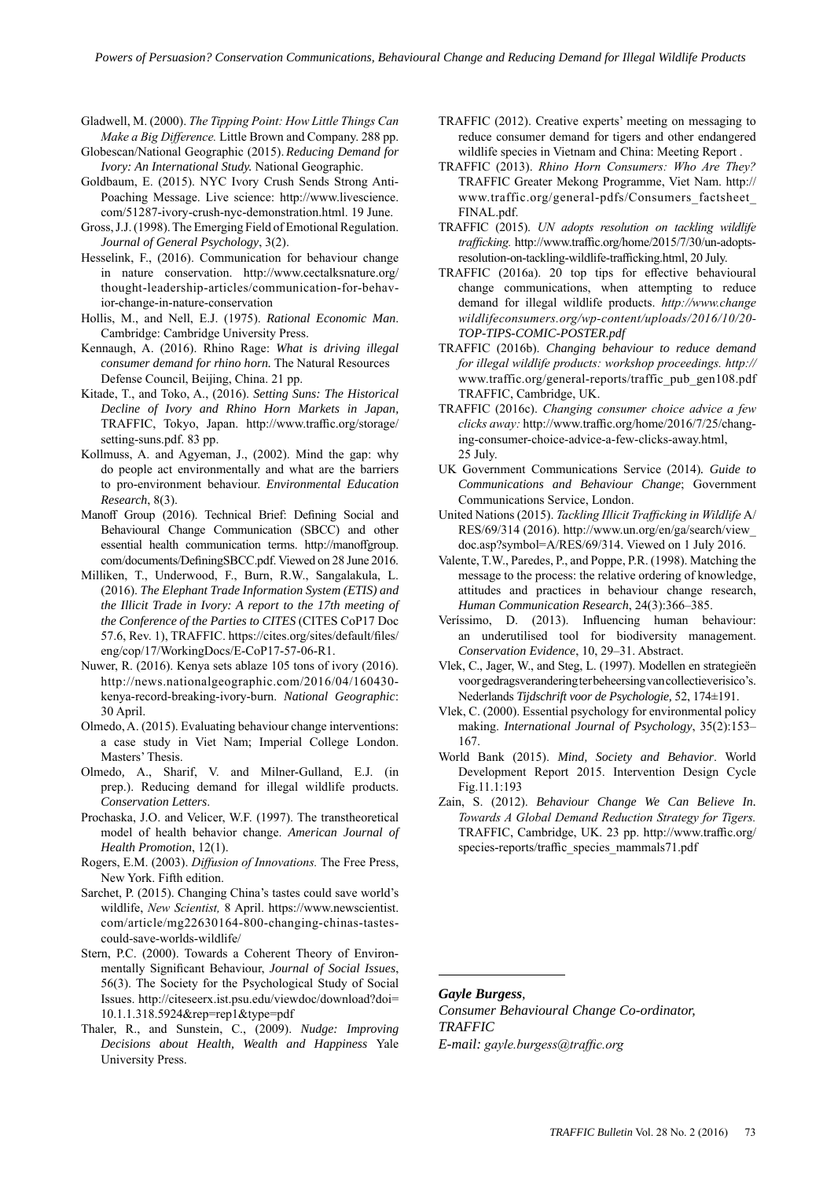Gladwell, M. (2000). *The Tipping Point: How Little Things Can Make a Big Difference.* Little Brown and Company. 288 pp.

Globescan/National Geographic (2015). *Reducing Demand for Ivory: An International Study.* National Geographic.

Goldbaum, E. (2015). NYC Ivory Crush Sends Strong Anti-Poaching Message. Live science: http://www.livescience.com/51287-ivory-crush-nyc-demonstration.html. 19 June.

Gross, J.J. (1998). The Emerging Field of Emotional Regulation. *Journal of General Psychology*, 3(2).

Hesselink, F., (2016). Communication for behaviour change in nature conservation. http://www.cectalksnature.org/thought-leadership-articles/communication-for-behavior-change-in-nature-conservation

Hollis, M., and Nell, E.J. (1975). *Rational Economic Man*. Cambridge: Cambridge University Press.

Kennaugh, A. (2016). Rhino Rage: *What is driving illegal consumer demand for rhino horn.* The Natural Resources Defense Council, Beijing, China. 21 pp.

Kitade, T., and Toko, A., (2016). *Setting Suns: The Historical Decline of Ivory and Rhino Horn Markets in Japan,* TRAFFIC, Tokyo, Japan. http://www.traffic.org/storage/setting-suns.pdf. 83 pp.

Kollmuss, A. and Agyeman, J., (2002). Mind the gap: why do people act environmentally and what are the barriers to pro-environment behaviour. *Environmental Education Research*, 8(3).

Manoff Group (2016). Technical Brief: Defining Social and Behavioural Change Communication (SBCC) and other essential health communication terms. http://manoffgroup.com/documents/DefiningSBCC.pdf. Viewed on 28 June 2016.

Milliken, T., Underwood, F., Burn, R.W., Sangalakula, L. (2016). *The Elephant Trade Information System (ETIS) and the Illicit Trade in Ivory: A report to the 17th meeting of the Conference of the Parties to CITES* (CITES CoP17 Doc 57.6, Rev. 1), TRAFFIC. https://cites.org/sites/default/files/eng/cop/17/WorkingDocs/E-CoP17-57-06-R1.

Nuwer, R. (2016). Kenya sets ablaze 105 tons of ivory (2016). http://news.nationalgeographic.com/2016/04/160430-kenya-record-breaking-ivory-burn. *National Geographic*: 30 April.

Olmedo, A. (2015). Evaluating behaviour change interventions: a case study in Viet Nam; Imperial College London. Masters' Thesis.

Olmedo, A., Sharif, V. and Milner-Gulland, E.J. (in prep.). Reducing demand for illegal wildlife products. *Conservation Letters*.

Prochaska, J.O. and Velicer, W.F. (1997). The transtheoretical model of health behavior change. *American Journal of Health Promotion*, 12(1).

Rogers, E.M. (2003). *Diffusion of Innovations.* The Free Press, New York. Fifth edition.

Sarchet, P. (2015). Changing China's tastes could save world's wildlife, *New Scientist,* 8 April. https://www.newscientist.com/article/mg22630164-800-changing-chinas-tastes-could-save-worlds-wildlife/

Stern, P.C. (2000). Towards a Coherent Theory of Environmentally Significant Behaviour, *Journal of Social Issues*, 56(3). The Society for the Psychological Study of Social Issues. http://citeseerx.ist.psu.edu/viewdoc/download?doi=10.1.1.318.5924&rep=rep1&type=pdf

Thaler, R., and Sunstein, C., (2009). *Nudge: Improving Decisions about Health, Wealth and Happiness* Yale University Press.

TRAFFIC (2012). Creative experts' meeting on messaging to reduce consumer demand for tigers and other endangered wildlife species in Vietnam and China: Meeting Report .

TRAFFIC (2013). *Rhino Horn Consumers: Who Are They?* TRAFFIC Greater Mekong Programme, Viet Nam. http://www.traffic.org/general-pdfs/Consumers_factsheet_FINAL.pdf.

TRAFFIC (2015). *UN adopts resolution on tackling wildlife trafficking.* http://www.traffic.org/home/2015/7/30/un-adopts-resolution-on-tackling-wildlife-trafficking.html, 20 July.

TRAFFIC (2016a). 20 top tips for effective behavioural change communications, when attempting to reduce demand for illegal wildlife products. *http://www.changewildlifeconsumers.org/wp-content/uploads/2016/10/20-TOP-TIPS-COMIC-POSTER.pdf*

TRAFFIC (2016b). *Changing behaviour to reduce demand for illegal wildlife products: workshop proceedings. http://*www.traffic.org/general-reports/traffic_pub_gen108.pdf TRAFFIC, Cambridge, UK.

TRAFFIC (2016c). *Changing consumer choice advice a few clicks away:* http://www.traffic.org/home/2016/7/25/changing-consumer-choice-advice-a-few-clicks-away.html, 25 July.

UK Government Communications Service (2014). *Guide to Communications and Behaviour Change*; Government Communications Service, London.

United Nations (2015). *Tackling Illicit Trafficking in Wildlife* A/RES/69/314 (2016). http://www.un.org/en/ga/search/view_doc.asp?symbol=A/RES/69/314. Viewed on 1 July 2016.

Valente, T.W., Paredes, P., and Poppe, P.R. (1998). Matching the message to the process: the relative ordering of knowledge, attitudes and practices in behaviour change research, *Human Communication Research*, 24(3):366–385.

Veríssimo, D. (2013). Influencing human behaviour: an underutilised tool for biodiversity management. *Conservation Evidence*, 10, 29–31. Abstract.

Vlek, C., Jager, W., and Steg, L. (1997). Modellen en strategieën voor gedragsverandering ter beheersing van collectieve risico's. Nederlands *Tijdschrift voor de Psychologie,* 52, 174±191.

Vlek, C. (2000). Essential psychology for environmental policy making. *International Journal of Psychology*, 35(2):153–167.

World Bank (2015). *Mind, Society and Behavior*. World Development Report 2015. Intervention Design Cycle Fig.11.1:193

Zain, S. (2012). *Behaviour Change We Can Believe In. Towards A Global Demand Reduction Strategy for Tigers.* TRAFFIC, Cambridge, UK. 23 pp. http://www.traffic.org/species-reports/traffic_species_mammals71.pdf

***Gayle Burgess**,*
*Consumer Behavioural Change Co-ordinator, TRAFFIC*
*E-mail: gayle.burgess@traffic.org*